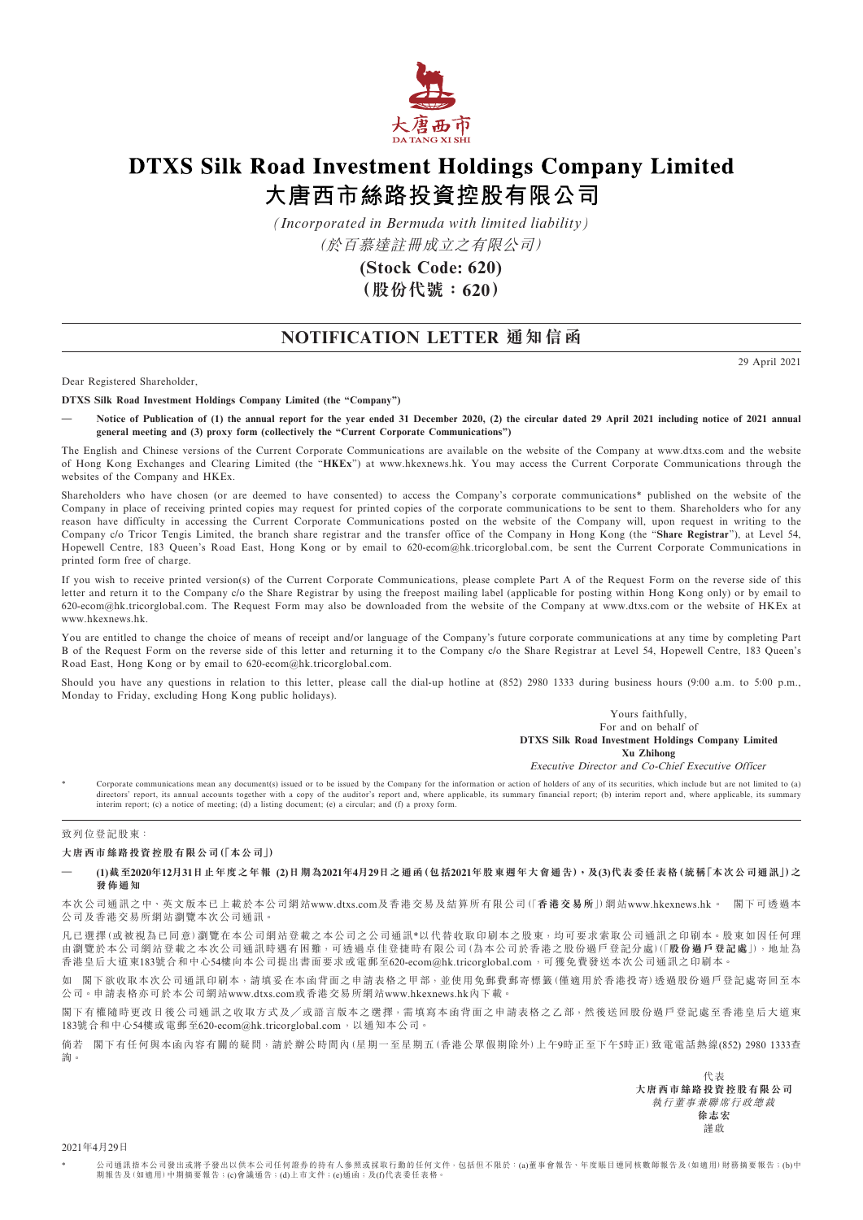# DTXS Silk Road Investment Holdings Company Limited
# 大唐西市絲路投資控股有限公司

*(Incorporated in Bermuda with limited liability)*

*(於百慕達註冊成立之有限公司)*

**(Stock Code: 620)**

**(股份代號：620)**

## NOTIFICATION LETTER 通知信函

29 April 2021

Dear Registered Shareholder,

**DTXS Silk Road Investment Holdings Company Limited (the "Company")**

— **Notice of Publication of (1) the annual report for the year ended 31 December 2020, (2) the circular dated 29 April 2021 including notice of 2021 annual general meeting and (3) proxy form (collectively the "Current Corporate Communications")**

The English and Chinese versions of the Current Corporate Communications are available on the website of the Company at www.dtxs.com and the website of Hong Kong Exchanges and Clearing Limited (the "**HKEx**") at www.hkexnews.hk. You may access the Current Corporate Communications through the websites of the Company and HKEx.

Shareholders who have chosen (or are deemed to have consented) to access the Company's corporate communications* published on the website of the Company in place of receiving printed copies may request for printed copies of the corporate communications to be sent to them. Shareholders who for any reason have difficulty in accessing the Current Corporate Communications posted on the website of the Company will, upon request in writing to the Company c/o Tricor Tengis Limited, the branch share registrar and the transfer office of the Company in Hong Kong (the "**Share Registrar**"), at Level 54, Hopewell Centre, 183 Queen's Road East, Hong Kong or by email to 620-ecom@hk.tricorglobal.com, be sent the Current Corporate Communications in printed form free of charge.

If you wish to receive printed version(s) of the Current Corporate Communications, please complete Part A of the Request Form on the reverse side of this letter and return it to the Company c/o the Share Registrar by using the freepost mailing label (applicable for posting within Hong Kong only) or by email to 620-ecom@hk.tricorglobal.com. The Request Form may also be downloaded from the website of the Company at www.dtxs.com or the website of HKEx at www.hkexnews.hk.

You are entitled to change the choice of means of receipt and/or language of the Company's future corporate communications at any time by completing Part B of the Request Form on the reverse side of this letter and returning it to the Company c/o the Share Registrar at Level 54, Hopewell Centre, 183 Queen's Road East, Hong Kong or by email to 620-ecom@hk.tricorglobal.com.

Should you have any questions in relation to this letter, please call the dial-up hotline at (852) 2980 1333 during business hours (9:00 a.m. to 5:00 p.m., Monday to Friday, excluding Hong Kong public holidays).

Yours faithfully,
For and on behalf of
**DTXS Silk Road Investment Holdings Company Limited**
**Xu Zhihong**
*Executive Director and Co-Chief Executive Officer*

\* Corporate communications mean any document(s) issued or to be issued by the Company for the information or action of holders of any of its securities, which include but are not limited to (a) directors' report, its annual accounts together with a copy of the auditor's report and, where applicable, its summary financial report; (b) interim report and, where applicable, its summary interim report; (c) a notice of meeting; (d) a listing document; (e) a circular; and (f) a proxy form.

---

致列位登記股東：

**大唐西市絲路投資控股有限公司(「本公司」)**

— **(1)截至2020年12月31日止年度之年報 (2)日期為2021年4月29日之通函(包括2021年股東週年大會通告)，及(3)代表委任表格(統稱「本次公司通訊」)之發佈通知**

本次公司通訊之中、英文版本已上載於本公司網站www.dtxs.com及香港交易及結算所有限公司(「**香港交易所**」)網站www.hkexnews.hk。 閣下可透過本公司及香港交易所網站瀏覽本次公司通訊。

凡已選擇(或被視為已同意)瀏覽在本公司網站登載之本公司之公司通訊*以代替收取印刷本之股東，均可要求索取公司通訊之印刷本。股東如因任何理由瀏覽於本公司網站登載之本次公司通訊時遇有困難，可透過卓佳登捷時有限公司(為本公司於香港之股份過戶登記分處)(「**股份過戶登記處**」)，地址為香港皇后大道東183號合和中心54樓向本公司提出書面要求或電郵至620-ecom@hk.tricorglobal.com，可獲免費發送本次公司通訊之印刷本。

如 閣下欲收取本次公司通訊印刷本，請填妥在本函背面之申請表格之甲部，並使用免郵費郵寄標籤(僅適用於香港投寄)透過股份過戶登記處寄回至本公司。申請表格亦可於本公司網站www.dtxs.com或香港交易所網站www.hkexnews.hk內下載。

閣下有權隨時更改日後公司通訊之收取方式及／或語言版本之選擇，需填寫本函背面之申請表格之乙部，然後送回股份過戶登記處至香港皇后大道東183號合和中心54樓或電郵至620-ecom@hk.tricorglobal.com，以通知本公司。

倘若 閣下有任何與本函內容有關的疑問，請於辦公時間內(星期一至星期五(香港公眾假期除外)上午9時正至下午5時正)致電電話熱線(852) 2980 1333查詢。

代表
**大唐西市絲路投資控股有限公司**
*執行董事兼聯席行政總裁*
**徐志宏**
謹啟

2021年4月29日

\* 公司通訊指本公司發出或將予發出以供本公司任何證券的持有人參照或採取行動的任何文件，包括但不限於：(a)董事會報告、年度賬目連同核數師報告及(如適用)財務摘要報告；(b)中期報告及(如適用)中期摘要報告；(c)會議通告；(d)上市文件；(e)通函；及(f)代表委任表格。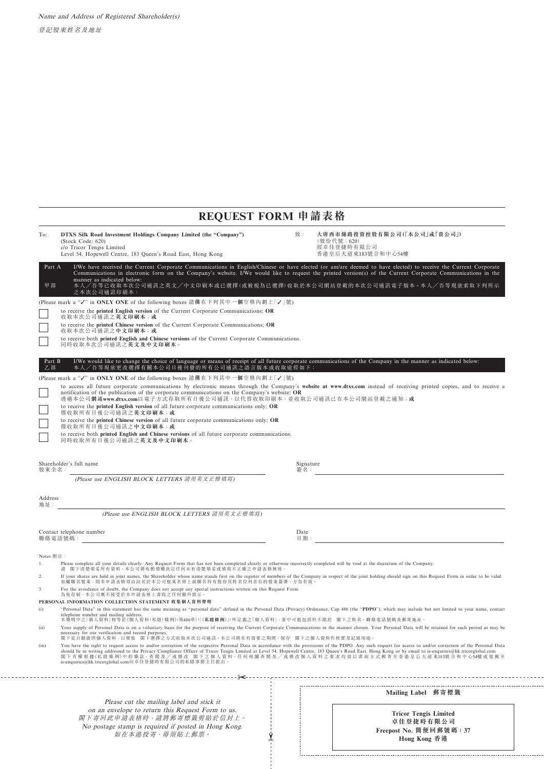*Name and Address of Registered Shareholder(s)*

*登記股東姓名及地址*

# REQUEST FORM 申請表格

To: **DTXS Silk Road Investment Holdings Company Limited (the "Company")**
(Stock Code: 620)
c/o Tricor Tengis Limited
Level 54, Hopewell Centre, 183 Queen's Road East, Hong Kong

致： **大唐西市絲路投資控股有限公司(「本公司」或「貴公司」)**
(股份代號：620)
經卓佳登捷時有限公司
香港皇后大道東183號合和中心54樓

**Part A 甲部** I/We have received the Current Corporate Communications in English/Chinese or have elected (or am/are deemed to have elected) to receive the Current Corporate Communications in electronic form on the Company's website. I/We would like to request the printed version(s) of the Current Corporate Communications in the manner as indicated below:
本人／吾等已收取本次公司通訊之英文／中文印刷本或已選擇(或被視為已選擇)收取於本公司網站登載的本次公司通訊電子版本。本人／吾等現欲索取下列所示之本次公司通訊印刷本：

(Please mark a "✓" in **ONLY ONE** of the following boxes 請**僅**在下列其中一**個**空格內劃上「✓」號)

☐ to receive the **printed English version** of the Current Corporate Communications; **OR**
收取本次公司通訊之**英文印刷本**；**或**

☐ to receive the **printed Chinese version** of the Current Corporate Communications; **OR**
收取本次公司通訊之**中文印刷本**；**或**

☐ to receive both **printed English and Chinese versions** of the Current Corporate Communications.
同時收取本次公司通訊之**英文及中文印刷本**。

**Part B 乙部** I/We would like to change the choice of language or means of receipt of all future corporate communications of the Company in the manner as indicated below:
本人／吾等現欲更改選擇有關本公司日後刊發的所有公司通訊之語言版本或收取途徑如下：

(Please mark a "✓" in **ONLY ONE** of the following boxes 請**僅**在下列其中一**個**空格內劃上「✓」號)

☐ to access all future corporate communications by electronic means through the Company's **website at www.dtxs.com** instead of receiving printed copies, and to receive a notification of the publication of the corporate communications on the Company's website; **OR**
透過本公司**網站www.dtxs.com**以電子方式存取所有日後公司通訊，以代替收取印刷本，並收取公司通訊已在本公司網站登載之通知；**或**

☐ to receive the **printed English version** of all future corporate communications only; **OR**
僅收取所有日後公司通訊之**英文印刷本**；**或**

☐ to receive the **printed Chinese version** of all future corporate communications only; **OR**
僅收取所有日後公司通訊之**中文印刷本**；**或**

☐ to receive both **printed English and Chinese versions** of all future corporate communications.
同時收取所有日後公司通訊之**英文及中文印刷本**。

Shareholder's full name 股東全名：\_\_\_\_\_\_\_\_\_\_\_\_\_\_\_\_\_\_\_\_
*(Please use ENGLISH BLOCK LETTERS 請用英文正楷填寫)*

Signature 簽名：\_\_\_\_\_\_\_\_\_\_\_\_\_\_\_\_\_\_\_\_

Address 地址：\_\_\_\_\_\_\_\_\_\_\_\_\_\_\_\_\_\_\_\_
*(Please use ENGLISH BLOCK LETTERS 請用英文正楷填寫)*

Contact telephone number 聯絡電話號碼：\_\_\_\_\_\_\_\_\_\_\_\_\_\_\_\_\_\_\_\_

Date 日期：\_\_\_\_\_\_\_\_\_\_\_\_\_\_\_\_\_\_\_\_

Notes 附註：

1. Please complete all your details clearly. Any Request Form that has not been completed clearly or otherwise incorrectly completed will be void at the discretion of the Company.
請 閣下清楚填妥所有資料。本公司將有酌情權決定任何未有清楚填妥或填寫不正確之申請表格無效。
2. If your shares are held in joint names, the Shareholder whose name stands first on the register of members of the Company in respect of the joint holding should sign on this Request Form in order to be valid.
如屬聯名股東，則本申請表格須由該名於本公司股東名冊上就聯名持有股份其姓名位列首位的股東簽署，方為有效。
3. For the avoidance of doubt, the Company does not accept any special instructions written on this Request Form.
為免存疑，本公司概不接受於本申請表格上書寫之任何額外指示。

**PERSONAL INFORMATION COLLECTION STATEMENT 收集個人資料聲明**

(i) "Personal Data" in this statement has the same meaning as "personal data" defined in the Personal Data (Privacy) Ordinance, Cap 486 (the "**PDPO**"), which may include but not limited to your name, contact telephone number and mailing address.
本聲明中之「個人資料」相等於《個人資料(私隱)條例》(第486章)(「《**私隱條例**》」)所定義之「個人資料」，當中可能包括但不限於 閣下之姓名、聯絡電話號碼及郵寄地址。

(ii) Your supply of Personal Data is on a voluntary basis for the purpose of receiving the Current Corporate Communications in the manner chosen. Your Personal Data will be retained for such period as may be necessary for our verification and record purposes.
閣下是自願提供個人資料，以便按 閣下選擇之方式收取本次公司通訊。本公司將在有需要之期間，保存 閣下之個人資料作核實及記錄用途。

(iii) You have the right to request access to and/or correction of the respective Personal Data in accordance with the provisions of the PDPO. Any such request for access to and/or correction of the Personal Data should be in writing addressed to the Privacy Compliance Officer of Tricor Tengis Limited at Level 54, Hopewell Centre, 183 Queen's Road East, Hong Kong or by email to is-enquiries@hk.tricorglobal.com.
閣下有權根據《私隱條例》中的條款，查閱及／或修改 閣下之個人資料。任何相關查閱及／或修改個人資料之要求均須以書面方式郵寄至香港皇后大道東183號合和中心54樓或電郵至is-enquiries@hk.tricorglobal.com向卓佳登捷時有限公司的私隱事務主任提出。

*Please cut the mailing label and stick it on an envelope to return this Request Form to us.*
*閣下寄回此申請表格時，請將郵寄標籤剪貼於信封上。*
*No postage stamp is required if posted in Hong Kong.*
*如在本港投寄，毋須貼上郵票。*

**Mailing Label 郵寄標籤**

**Tricor Tengis Limited**
**卓佳登捷時有限公司**
**Freepost No. 簡便回郵號碼：37**
**Hong Kong 香港**